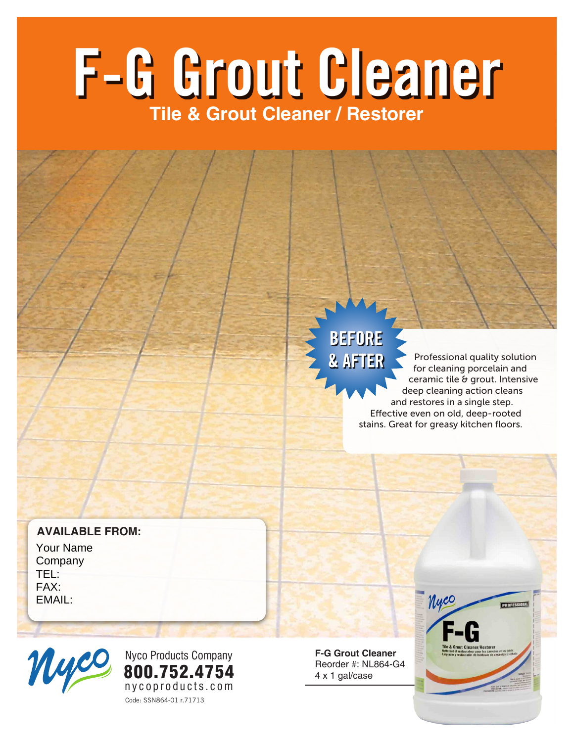# F-G Grout Cleaner

## Tile & Grout Cleaner / Restorer

**BEFORE & AFTER**

Professional quality solution for cleaning porcelain and ceramic tile & grout. Intensive deep cleaning action cleans and restores in a single step. Effective even on old, deep-rooted stains. Great for greasy kitchen floors.

**AVAILABLE FROM:**

Your Name
Company
TEL:
FAX:
EMAIL:

Nyco Products Company
**800.752.4754**
nycoproducts.com

Code: SSN864-01 r.71713

**F-G Grout Cleaner**
Reorder #: NL864-G4
4 x 1 gal/case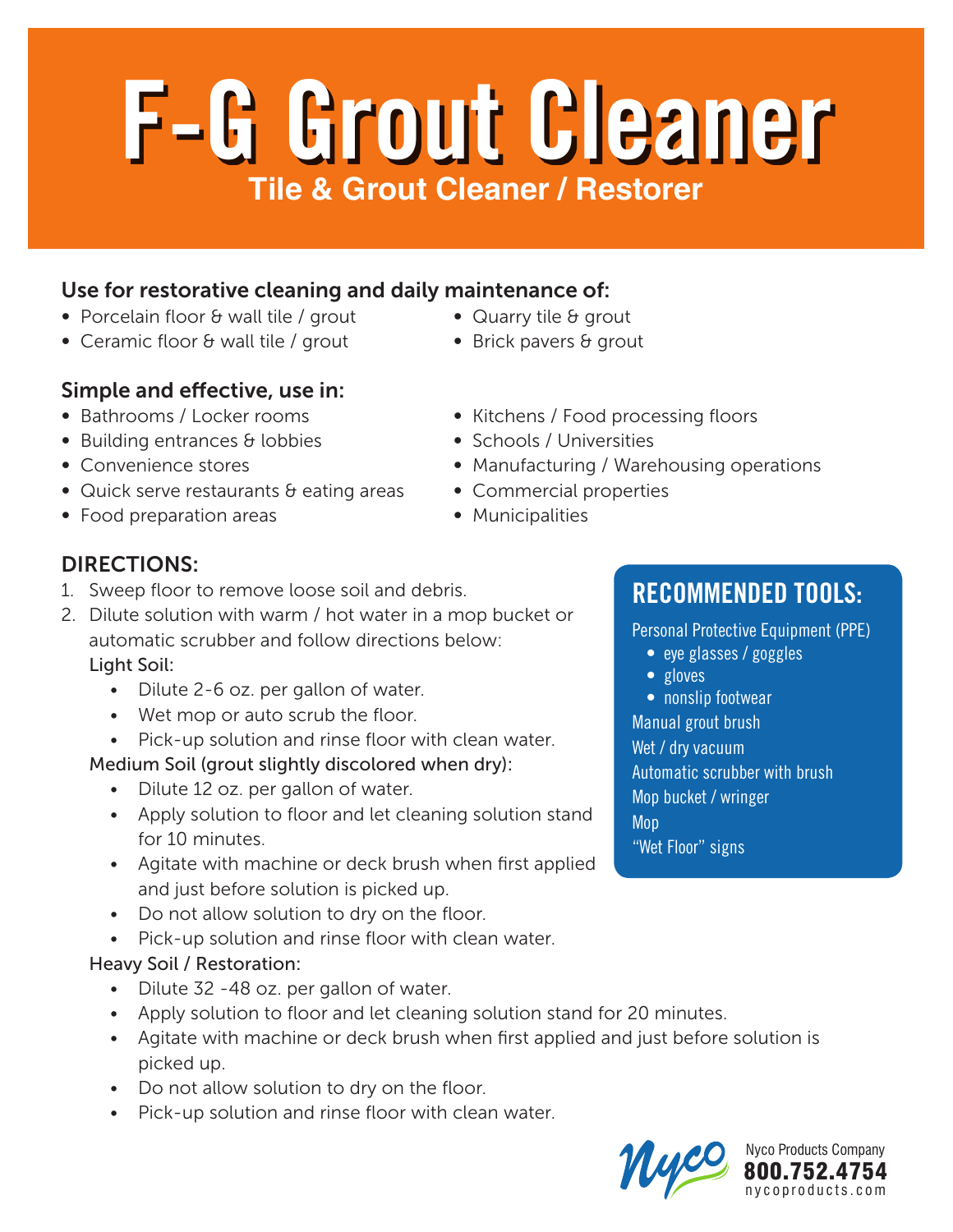# F-G Grout Cleaner

## Tile & Grout Cleaner / Restorer

### Use for restorative cleaning and daily maintenance of:

- Porcelain floor & wall tile / grout
- Ceramic floor & wall tile / grout
- Quarry tile & grout
- Brick pavers & grout

### Simple and effective, use in:

- Bathrooms / Locker rooms
- Building entrances & lobbies
- Convenience stores
- Quick serve restaurants & eating areas
- Food preparation areas
- Kitchens / Food processing floors
- Schools / Universities
- Manufacturing / Warehousing operations
- Commercial properties
- Municipalities

### DIRECTIONS:

1. Sweep floor to remove loose soil and debris.
2. Dilute solution with warm / hot water in a mop bucket or automatic scrubber and follow directions below:

   Light Soil:
   - Dilute 2-6 oz. per gallon of water.
   - Wet mop or auto scrub the floor.
   - Pick-up solution and rinse floor with clean water.

   Medium Soil (grout slightly discolored when dry):
   - Dilute 12 oz. per gallon of water.
   - Apply solution to floor and let cleaning solution stand for 10 minutes.
   - Agitate with machine or deck brush when first applied and just before solution is picked up.
   - Do not allow solution to dry on the floor.
   - Pick-up solution and rinse floor with clean water.

   Heavy Soil / Restoration:
   - Dilute 32 -48 oz. per gallon of water.
   - Apply solution to floor and let cleaning solution stand for 20 minutes.
   - Agitate with machine or deck brush when first applied and just before solution is picked up.
   - Do not allow solution to dry on the floor.
   - Pick-up solution and rinse floor with clean water.

### RECOMMENDED TOOLS:

Personal Protective Equipment (PPE)
- eye glasses / goggles
- gloves
- nonslip footwear

Manual grout brush
Wet / dry vacuum
Automatic scrubber with brush
Mop bucket / wringer
Mop
"Wet Floor" signs

Nyco Products Company
800.752.4754
nycoproducts.com